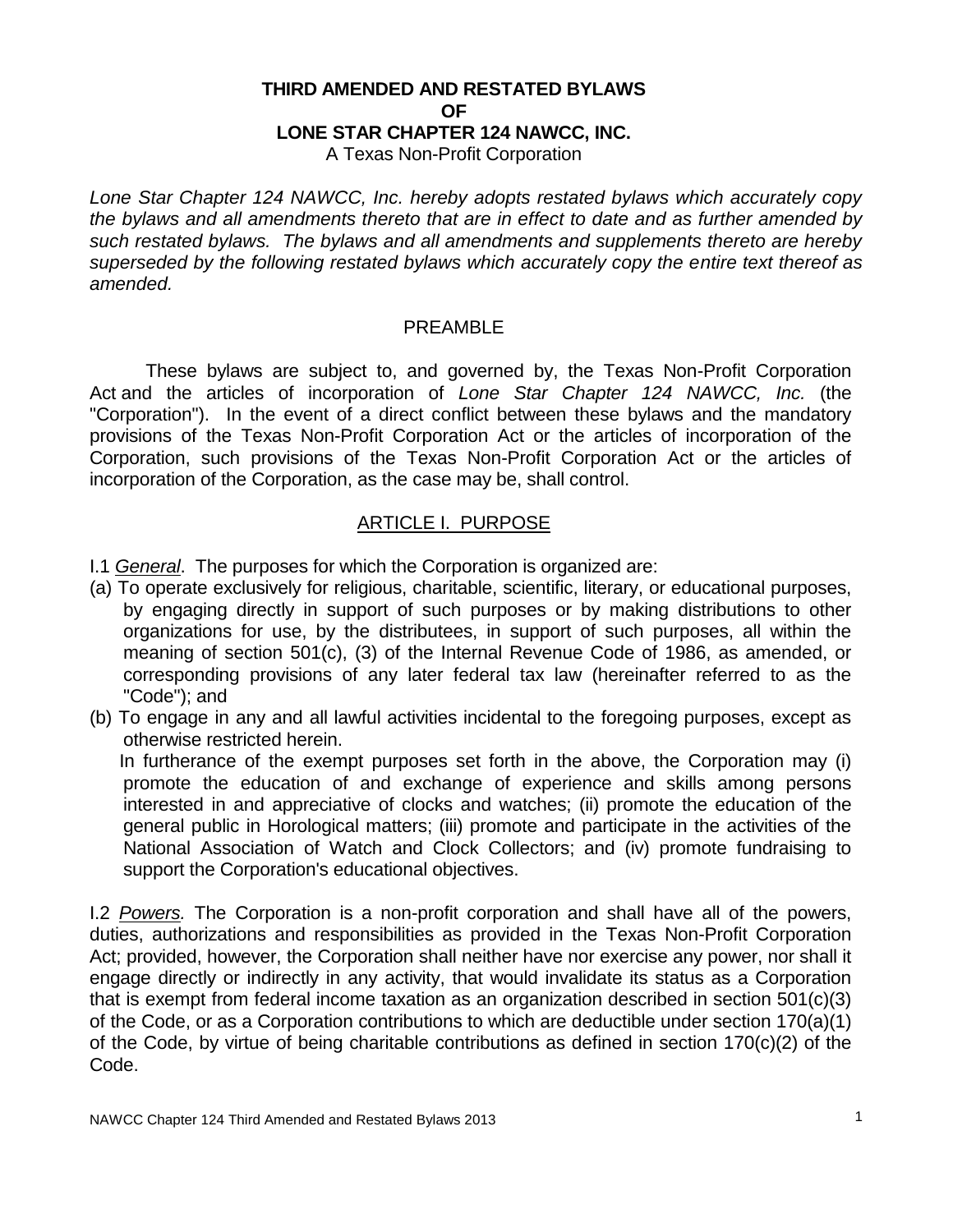# THIRD AMENDED AND RESTATED BYLAWS OF LONE STAR CHAPTER 124 NAWCC, INC.

A Texas Non-Profit Corporation

*Lone Star Chapter 124 NAWCC, Inc. hereby adopts restated bylaws which accurately copy the bylaws and all amendments thereto that are in effect to date and as further amended by such restated bylaws. The bylaws and all amendments and supplements thereto are hereby superseded by the following restated bylaws which accurately copy the entire text thereof as amended.*

## PREAMBLE

These bylaws are subject to, and governed by, the Texas Non-Profit Corporation Act and the articles of incorporation of *Lone Star Chapter 124 NAWCC, Inc.* (the "Corporation"). In the event of a direct conflict between these bylaws and the mandatory provisions of the Texas Non-Profit Corporation Act or the articles of incorporation of the Corporation, such provisions of the Texas Non-Profit Corporation Act or the articles of incorporation of the Corporation, as the case may be, shall control.

## ARTICLE I. PURPOSE

I.1 ***General***. The purposes for which the Corporation is organized are:

(a) To operate exclusively for religious, charitable, scientific, literary, or educational purposes, by engaging directly in support of such purposes or by making distributions to other organizations for use, by the distributees, in support of such purposes, all within the meaning of section 501(c), (3) of the Internal Revenue Code of 1986, as amended, or corresponding provisions of any later federal tax law (hereinafter referred to as the "Code"); and

(b) To engage in any and all lawful activities incidental to the foregoing purposes, except as otherwise restricted herein.

In furtherance of the exempt purposes set forth in the above, the Corporation may (i) promote the education of and exchange of experience and skills among persons interested in and appreciative of clocks and watches; (ii) promote the education of the general public in Horological matters; (iii) promote and participate in the activities of the National Association of Watch and Clock Collectors; and (iv) promote fundraising to support the Corporation's educational objectives.

I.2 ***Powers.*** The Corporation is a non-profit corporation and shall have all of the powers, duties, authorizations and responsibilities as provided in the Texas Non-Profit Corporation Act; provided, however, the Corporation shall neither have nor exercise any power, nor shall it engage directly or indirectly in any activity, that would invalidate its status as a Corporation that is exempt from federal income taxation as an organization described in section 501(c)(3) of the Code, or as a Corporation contributions to which are deductible under section 170(a)(1) of the Code, by virtue of being charitable contributions as defined in section 170(c)(2) of the Code.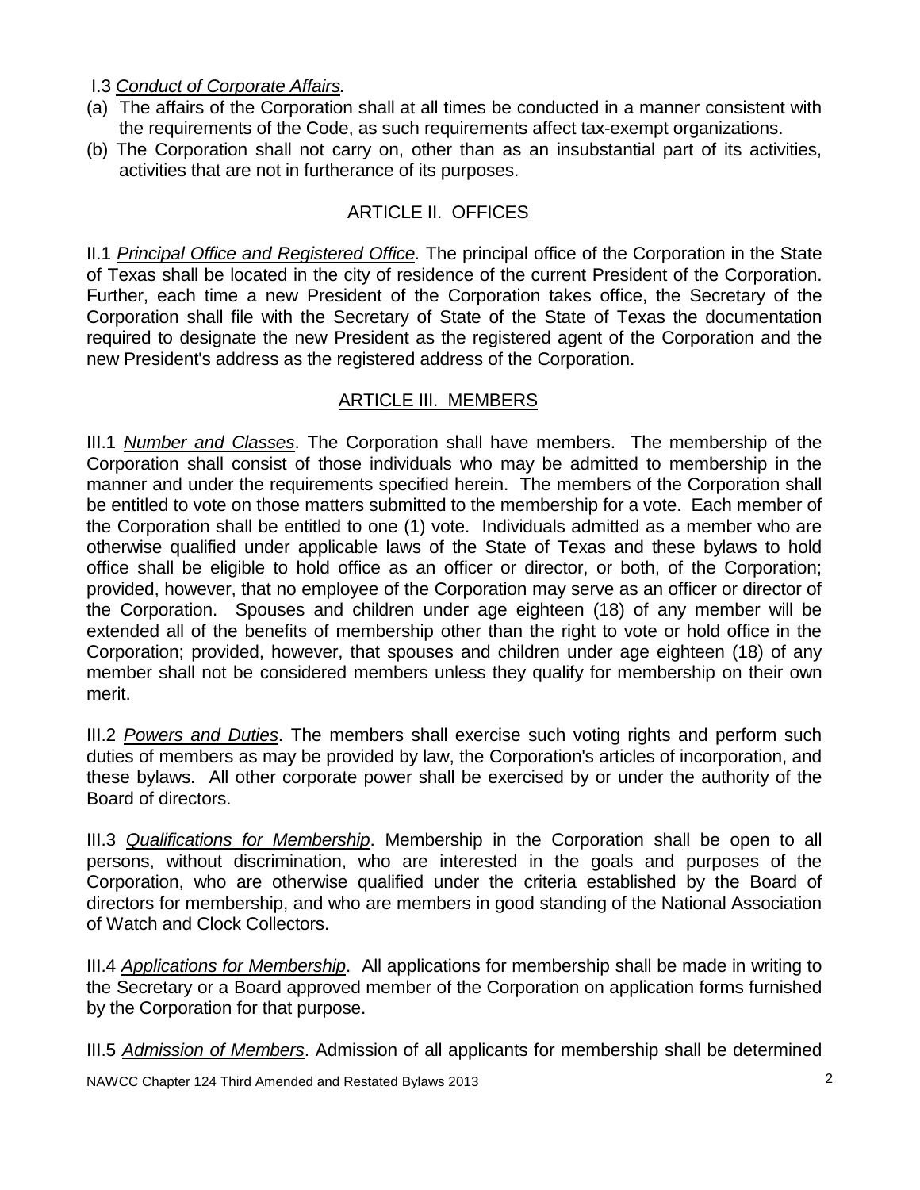I.3 *Conduct of Corporate Affairs.*

(a) The affairs of the Corporation shall at all times be conducted in a manner consistent with the requirements of the Code, as such requirements affect tax-exempt organizations.

(b) The Corporation shall not carry on, other than as an insubstantial part of its activities, activities that are not in furtherance of its purposes.

## ARTICLE II. OFFICES

II.1 *Principal Office and Registered Office.* The principal office of the Corporation in the State of Texas shall be located in the city of residence of the current President of the Corporation. Further, each time a new President of the Corporation takes office, the Secretary of the Corporation shall file with the Secretary of State of the State of Texas the documentation required to designate the new President as the registered agent of the Corporation and the new President's address as the registered address of the Corporation.

## ARTICLE III. MEMBERS

III.1 *Number and Classes*. The Corporation shall have members. The membership of the Corporation shall consist of those individuals who may be admitted to membership in the manner and under the requirements specified herein. The members of the Corporation shall be entitled to vote on those matters submitted to the membership for a vote. Each member of the Corporation shall be entitled to one (1) vote. Individuals admitted as a member who are otherwise qualified under applicable laws of the State of Texas and these bylaws to hold office shall be eligible to hold office as an officer or director, or both, of the Corporation; provided, however, that no employee of the Corporation may serve as an officer or director of the Corporation. Spouses and children under age eighteen (18) of any member will be extended all of the benefits of membership other than the right to vote or hold office in the Corporation; provided, however, that spouses and children under age eighteen (18) of any member shall not be considered members unless they qualify for membership on their own merit.

III.2 *Powers and Duties*. The members shall exercise such voting rights and perform such duties of members as may be provided by law, the Corporation's articles of incorporation, and these bylaws. All other corporate power shall be exercised by or under the authority of the Board of directors.

III.3 *Qualifications for Membership*. Membership in the Corporation shall be open to all persons, without discrimination, who are interested in the goals and purposes of the Corporation, who are otherwise qualified under the criteria established by the Board of directors for membership, and who are members in good standing of the National Association of Watch and Clock Collectors.

III.4 *Applications for Membership*. All applications for membership shall be made in writing to the Secretary or a Board approved member of the Corporation on application forms furnished by the Corporation for that purpose.

III.5 *Admission of Members*. Admission of all applicants for membership shall be determined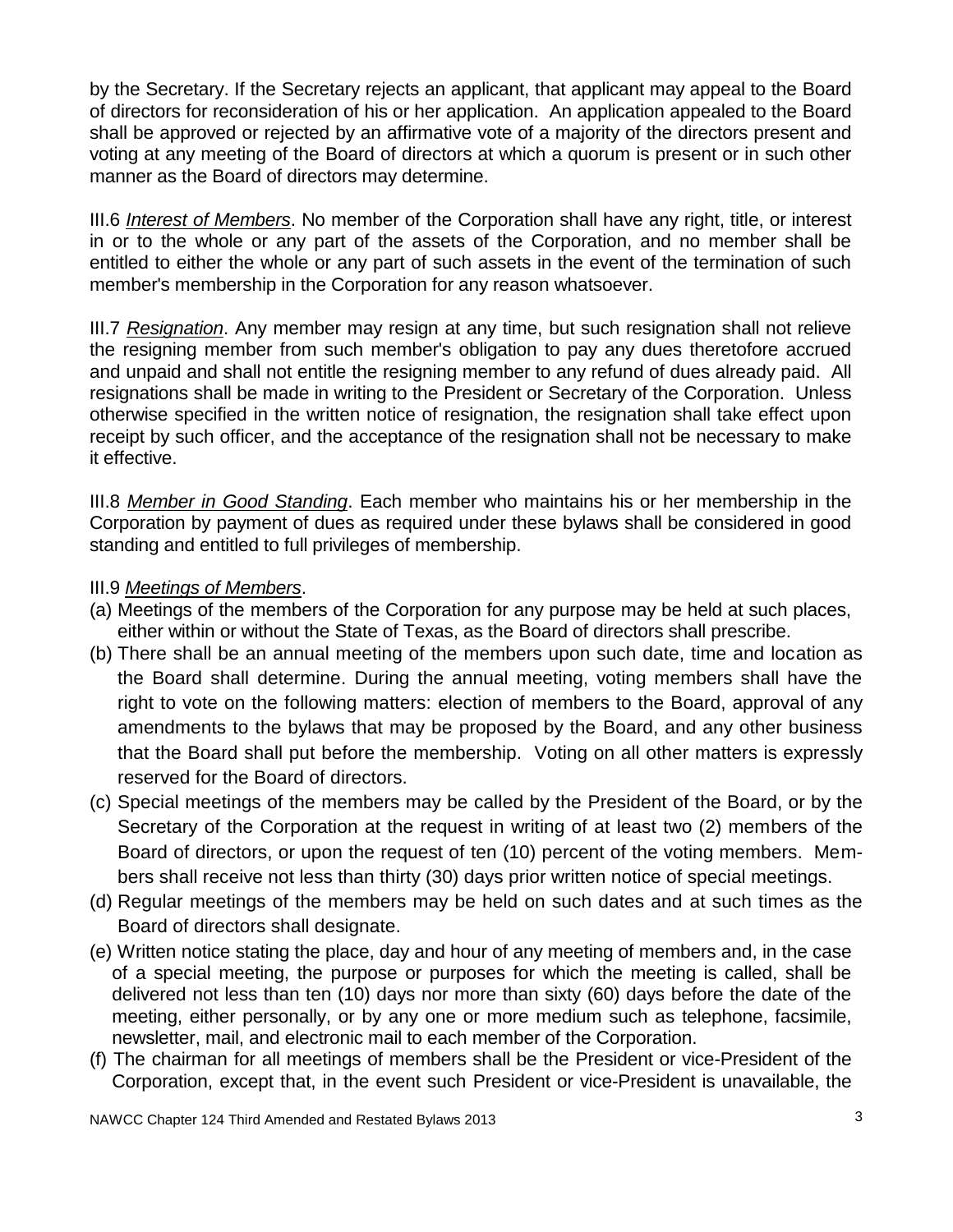by the Secretary. If the Secretary rejects an applicant, that applicant may appeal to the Board of directors for reconsideration of his or her application. An application appealed to the Board shall be approved or rejected by an affirmative vote of a majority of the directors present and voting at any meeting of the Board of directors at which a quorum is present or in such other manner as the Board of directors may determine.

III.6 *Interest of Members*. No member of the Corporation shall have any right, title, or interest in or to the whole or any part of the assets of the Corporation, and no member shall be entitled to either the whole or any part of such assets in the event of the termination of such member's membership in the Corporation for any reason whatsoever.

III.7 *Resignation*. Any member may resign at any time, but such resignation shall not relieve the resigning member from such member's obligation to pay any dues theretofore accrued and unpaid and shall not entitle the resigning member to any refund of dues already paid. All resignations shall be made in writing to the President or Secretary of the Corporation. Unless otherwise specified in the written notice of resignation, the resignation shall take effect upon receipt by such officer, and the acceptance of the resignation shall not be necessary to make it effective.

III.8 *Member in Good Standing*. Each member who maintains his or her membership in the Corporation by payment of dues as required under these bylaws shall be considered in good standing and entitled to full privileges of membership.

III.9 *Meetings of Members*.

(a) Meetings of the members of the Corporation for any purpose may be held at such places, either within or without the State of Texas, as the Board of directors shall prescribe.

(b) There shall be an annual meeting of the members upon such date, time and location as the Board shall determine. During the annual meeting, voting members shall have the right to vote on the following matters: election of members to the Board, approval of any amendments to the bylaws that may be proposed by the Board, and any other business that the Board shall put before the membership. Voting on all other matters is expressly reserved for the Board of directors.

(c) Special meetings of the members may be called by the President of the Board, or by the Secretary of the Corporation at the request in writing of at least two (2) members of the Board of directors, or upon the request of ten (10) percent of the voting members. Members shall receive not less than thirty (30) days prior written notice of special meetings.

(d) Regular meetings of the members may be held on such dates and at such times as the Board of directors shall designate.

(e) Written notice stating the place, day and hour of any meeting of members and, in the case of a special meeting, the purpose or purposes for which the meeting is called, shall be delivered not less than ten (10) days nor more than sixty (60) days before the date of the meeting, either personally, or by any one or more medium such as telephone, facsimile, newsletter, mail, and electronic mail to each member of the Corporation.

(f) The chairman for all meetings of members shall be the President or vice-President of the Corporation, except that, in the event such President or vice-President is unavailable, the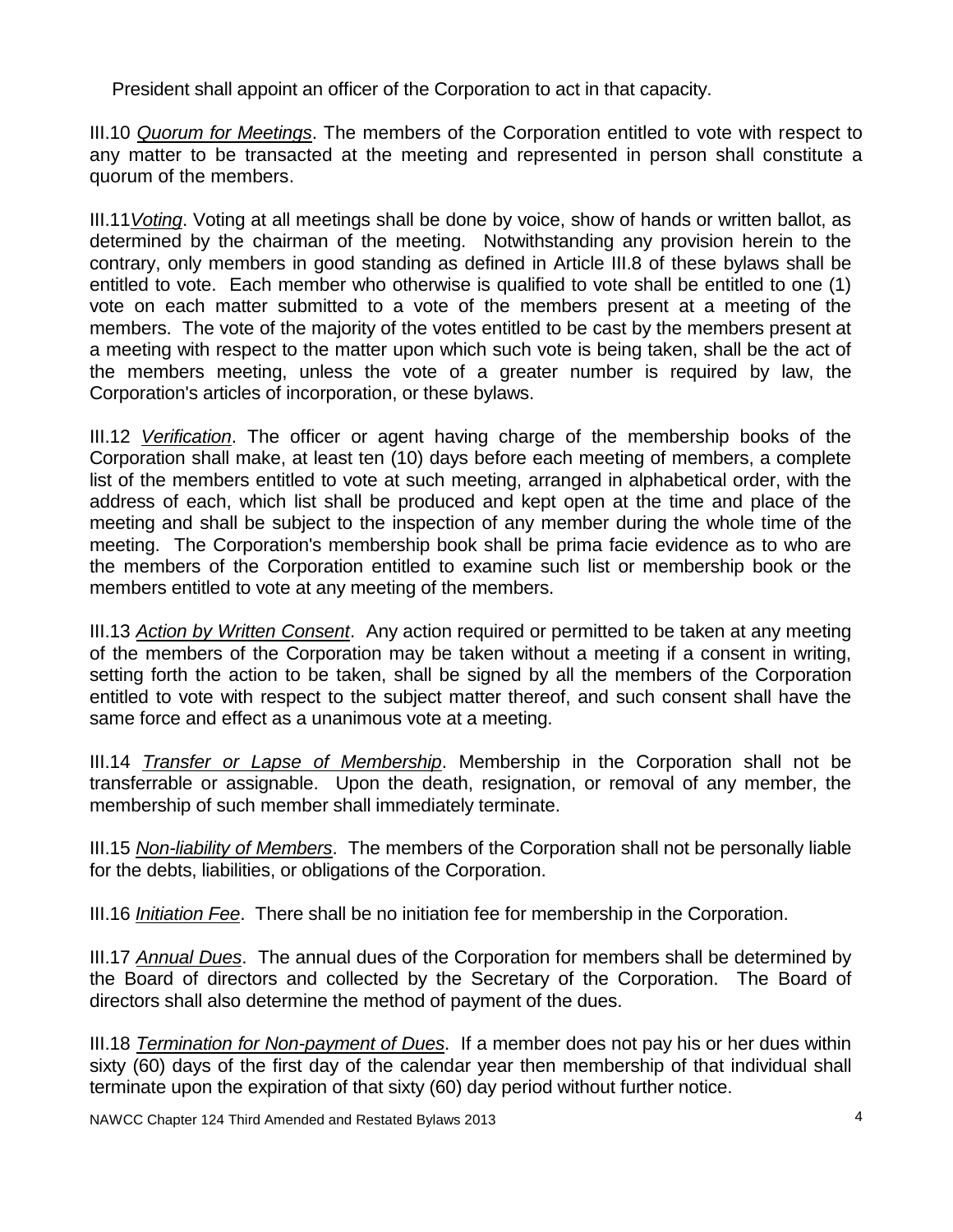President shall appoint an officer of the Corporation to act in that capacity.

III.10 *Quorum for Meetings*. The members of the Corporation entitled to vote with respect to any matter to be transacted at the meeting and represented in person shall constitute a quorum of the members.

III.11*Voting*. Voting at all meetings shall be done by voice, show of hands or written ballot, as determined by the chairman of the meeting. Notwithstanding any provision herein to the contrary, only members in good standing as defined in Article III.8 of these bylaws shall be entitled to vote. Each member who otherwise is qualified to vote shall be entitled to one (1) vote on each matter submitted to a vote of the members present at a meeting of the members. The vote of the majority of the votes entitled to be cast by the members present at a meeting with respect to the matter upon which such vote is being taken, shall be the act of the members meeting, unless the vote of a greater number is required by law, the Corporation's articles of incorporation, or these bylaws.

III.12 *Verification*. The officer or agent having charge of the membership books of the Corporation shall make, at least ten (10) days before each meeting of members, a complete list of the members entitled to vote at such meeting, arranged in alphabetical order, with the address of each, which list shall be produced and kept open at the time and place of the meeting and shall be subject to the inspection of any member during the whole time of the meeting. The Corporation's membership book shall be prima facie evidence as to who are the members of the Corporation entitled to examine such list or membership book or the members entitled to vote at any meeting of the members.

III.13 *Action by Written Consent*. Any action required or permitted to be taken at any meeting of the members of the Corporation may be taken without a meeting if a consent in writing, setting forth the action to be taken, shall be signed by all the members of the Corporation entitled to vote with respect to the subject matter thereof, and such consent shall have the same force and effect as a unanimous vote at a meeting.

III.14 *Transfer or Lapse of Membership*. Membership in the Corporation shall not be transferrable or assignable. Upon the death, resignation, or removal of any member, the membership of such member shall immediately terminate.

III.15 *Non-liability of Members*. The members of the Corporation shall not be personally liable for the debts, liabilities, or obligations of the Corporation.

III.16 *Initiation Fee*. There shall be no initiation fee for membership in the Corporation.

III.17 *Annual Dues*. The annual dues of the Corporation for members shall be determined by the Board of directors and collected by the Secretary of the Corporation. The Board of directors shall also determine the method of payment of the dues.

III.18 *Termination for Non-payment of Dues*. If a member does not pay his or her dues within sixty (60) days of the first day of the calendar year then membership of that individual shall terminate upon the expiration of that sixty (60) day period without further notice.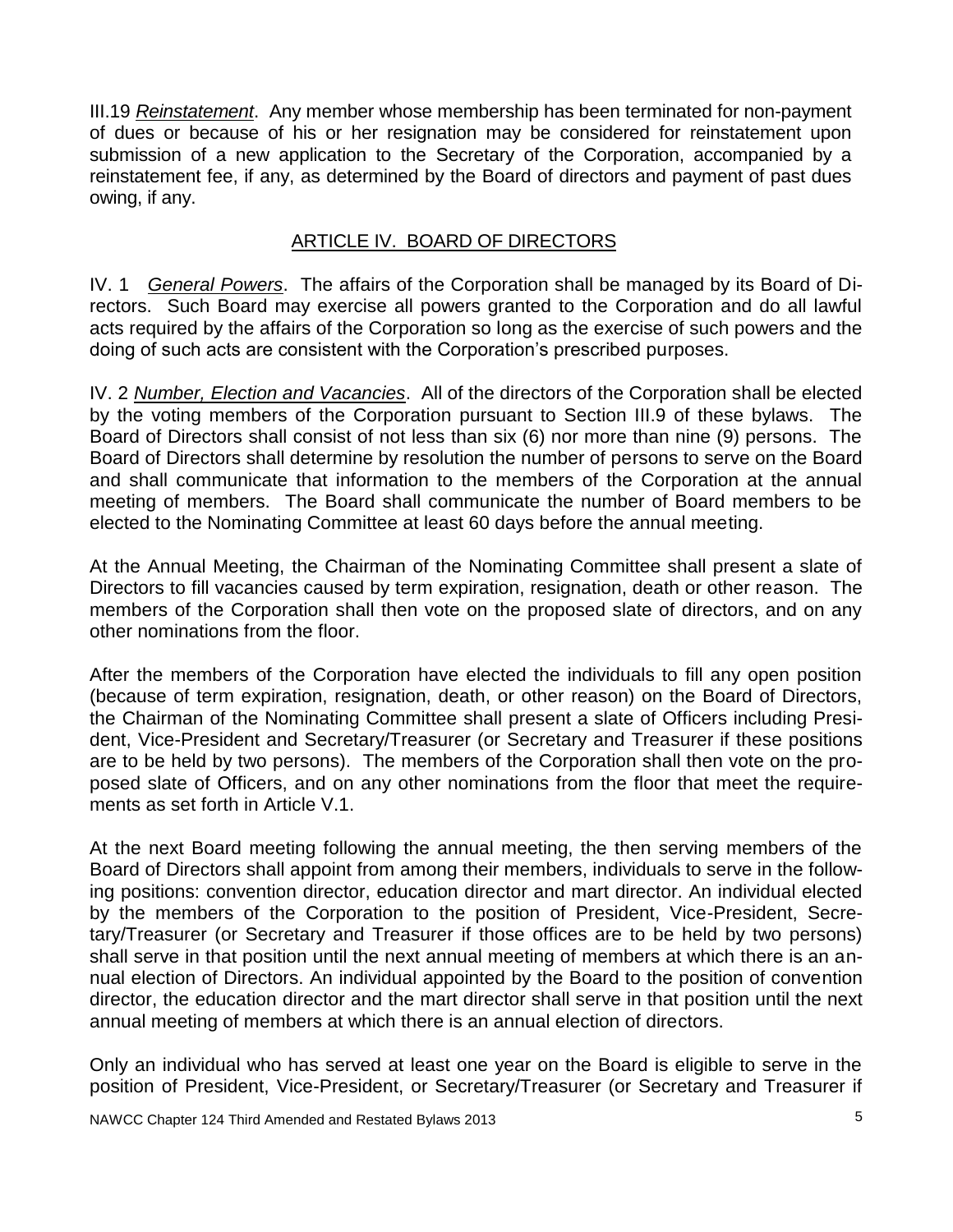III.19 ***Reinstatement***. Any member whose membership has been terminated for non-payment of dues or because of his or her resignation may be considered for reinstatement upon submission of a new application to the Secretary of the Corporation, accompanied by a reinstatement fee, if any, as determined by the Board of directors and payment of past dues owing, if any.

## ARTICLE IV. BOARD OF DIRECTORS

IV. 1 ***General Powers***. The affairs of the Corporation shall be managed by its Board of Directors. Such Board may exercise all powers granted to the Corporation and do all lawful acts required by the affairs of the Corporation so long as the exercise of such powers and the doing of such acts are consistent with the Corporation's prescribed purposes.

IV. 2 ***Number, Election and Vacancies***. All of the directors of the Corporation shall be elected by the voting members of the Corporation pursuant to Section III.9 of these bylaws. The Board of Directors shall consist of not less than six (6) nor more than nine (9) persons. The Board of Directors shall determine by resolution the number of persons to serve on the Board and shall communicate that information to the members of the Corporation at the annual meeting of members. The Board shall communicate the number of Board members to be elected to the Nominating Committee at least 60 days before the annual meeting.

At the Annual Meeting, the Chairman of the Nominating Committee shall present a slate of Directors to fill vacancies caused by term expiration, resignation, death or other reason. The members of the Corporation shall then vote on the proposed slate of directors, and on any other nominations from the floor.

After the members of the Corporation have elected the individuals to fill any open position (because of term expiration, resignation, death, or other reason) on the Board of Directors, the Chairman of the Nominating Committee shall present a slate of Officers including President, Vice-President and Secretary/Treasurer (or Secretary and Treasurer if these positions are to be held by two persons). The members of the Corporation shall then vote on the proposed slate of Officers, and on any other nominations from the floor that meet the requirements as set forth in Article V.1.

At the next Board meeting following the annual meeting, the then serving members of the Board of Directors shall appoint from among their members, individuals to serve in the following positions: convention director, education director and mart director. An individual elected by the members of the Corporation to the position of President, Vice-President, Secretary/Treasurer (or Secretary and Treasurer if those offices are to be held by two persons) shall serve in that position until the next annual meeting of members at which there is an annual election of Directors. An individual appointed by the Board to the position of convention director, the education director and the mart director shall serve in that position until the next annual meeting of members at which there is an annual election of directors.

Only an individual who has served at least one year on the Board is eligible to serve in the position of President, Vice-President, or Secretary/Treasurer (or Secretary and Treasurer if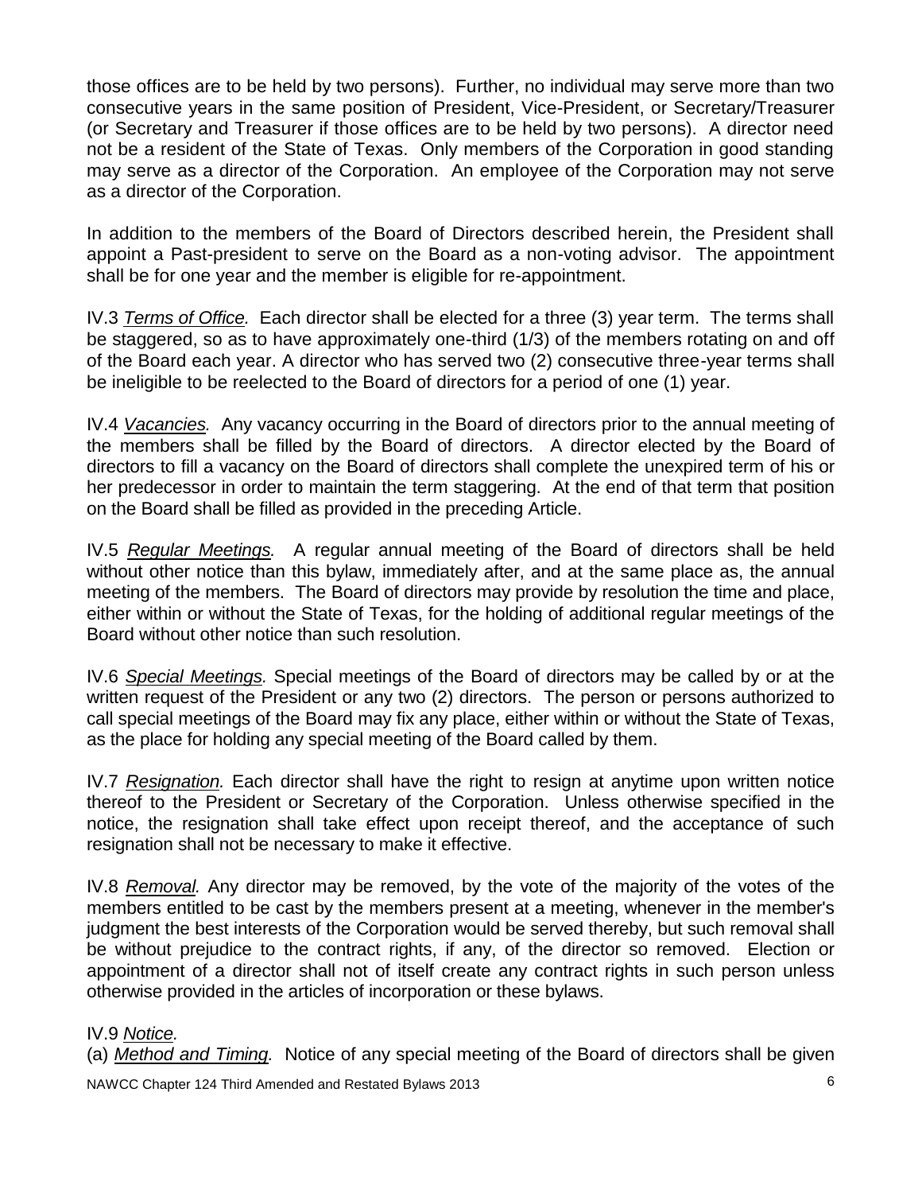those offices are to be held by two persons). Further, no individual may serve more than two consecutive years in the same position of President, Vice-President, or Secretary/Treasurer (or Secretary and Treasurer if those offices are to be held by two persons). A director need not be a resident of the State of Texas. Only members of the Corporation in good standing may serve as a director of the Corporation. An employee of the Corporation may not serve as a director of the Corporation.

In addition to the members of the Board of Directors described herein, the President shall appoint a Past-president to serve on the Board as a non-voting advisor. The appointment shall be for one year and the member is eligible for re-appointment.

IV.3 *Terms of Office.* Each director shall be elected for a three (3) year term. The terms shall be staggered, so as to have approximately one-third (1/3) of the members rotating on and off of the Board each year. A director who has served two (2) consecutive three-year terms shall be ineligible to be reelected to the Board of directors for a period of one (1) year.

IV.4 *Vacancies.* Any vacancy occurring in the Board of directors prior to the annual meeting of the members shall be filled by the Board of directors. A director elected by the Board of directors to fill a vacancy on the Board of directors shall complete the unexpired term of his or her predecessor in order to maintain the term staggering. At the end of that term that position on the Board shall be filled as provided in the preceding Article.

IV.5 *Regular Meetings.* A regular annual meeting of the Board of directors shall be held without other notice than this bylaw, immediately after, and at the same place as, the annual meeting of the members. The Board of directors may provide by resolution the time and place, either within or without the State of Texas, for the holding of additional regular meetings of the Board without other notice than such resolution.

IV.6 *Special Meetings.* Special meetings of the Board of directors may be called by or at the written request of the President or any two (2) directors. The person or persons authorized to call special meetings of the Board may fix any place, either within or without the State of Texas, as the place for holding any special meeting of the Board called by them.

IV.7 *Resignation.* Each director shall have the right to resign at anytime upon written notice thereof to the President or Secretary of the Corporation. Unless otherwise specified in the notice, the resignation shall take effect upon receipt thereof, and the acceptance of such resignation shall not be necessary to make it effective.

IV.8 *Removal.* Any director may be removed, by the vote of the majority of the votes of the members entitled to be cast by the members present at a meeting, whenever in the member's judgment the best interests of the Corporation would be served thereby, but such removal shall be without prejudice to the contract rights, if any, of the director so removed. Election or appointment of a director shall not of itself create any contract rights in such person unless otherwise provided in the articles of incorporation or these bylaws.

IV.9 *Notice.*
(a) *Method and Timing.* Notice of any special meeting of the Board of directors shall be given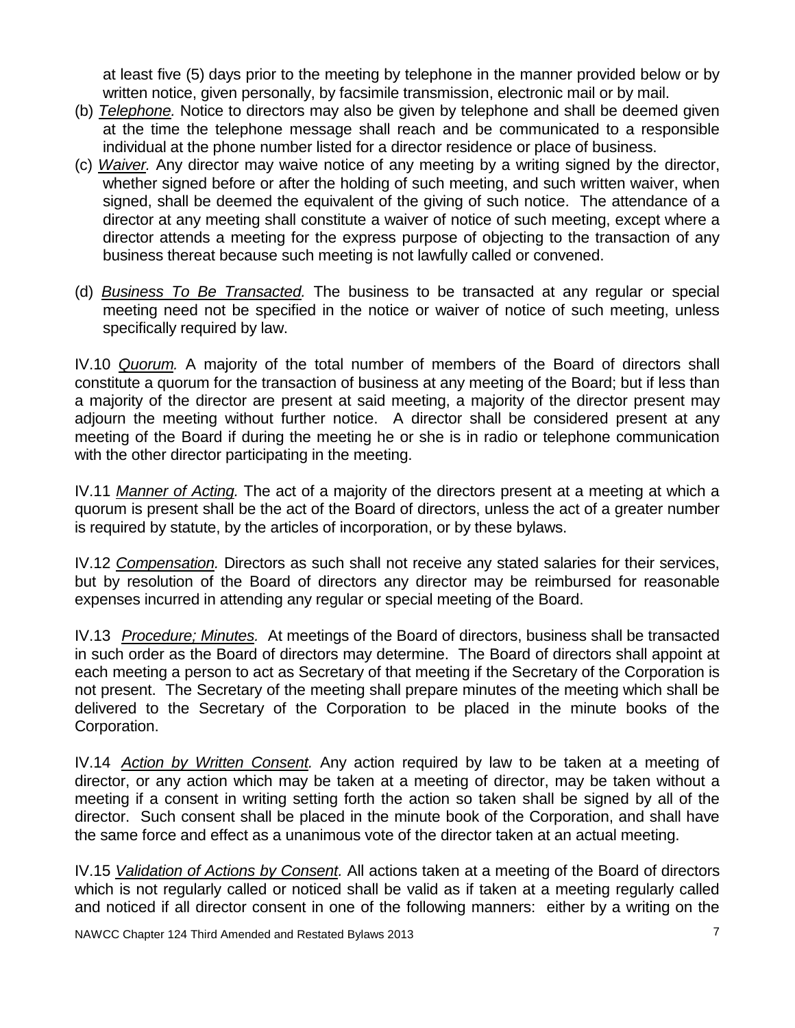at least five (5) days prior to the meeting by telephone in the manner provided below or by written notice, given personally, by facsimile transmission, electronic mail or by mail.

(b) *Telephone.* Notice to directors may also be given by telephone and shall be deemed given at the time the telephone message shall reach and be communicated to a responsible individual at the phone number listed for a director residence or place of business.

(c) *Waiver.* Any director may waive notice of any meeting by a writing signed by the director, whether signed before or after the holding of such meeting, and such written waiver, when signed, shall be deemed the equivalent of the giving of such notice. The attendance of a director at any meeting shall constitute a waiver of notice of such meeting, except where a director attends a meeting for the express purpose of objecting to the transaction of any business thereat because such meeting is not lawfully called or convened.

(d) *Business To Be Transacted.* The business to be transacted at any regular or special meeting need not be specified in the notice or waiver of notice of such meeting, unless specifically required by law.

IV.10 *Quorum.* A majority of the total number of members of the Board of directors shall constitute a quorum for the transaction of business at any meeting of the Board; but if less than a majority of the director are present at said meeting, a majority of the director present may adjourn the meeting without further notice. A director shall be considered present at any meeting of the Board if during the meeting he or she is in radio or telephone communication with the other director participating in the meeting.

IV.11 *Manner of Acting.* The act of a majority of the directors present at a meeting at which a quorum is present shall be the act of the Board of directors, unless the act of a greater number is required by statute, by the articles of incorporation, or by these bylaws.

IV.12 *Compensation.* Directors as such shall not receive any stated salaries for their services, but by resolution of the Board of directors any director may be reimbursed for reasonable expenses incurred in attending any regular or special meeting of the Board.

IV.13 *Procedure; Minutes.* At meetings of the Board of directors, business shall be transacted in such order as the Board of directors may determine. The Board of directors shall appoint at each meeting a person to act as Secretary of that meeting if the Secretary of the Corporation is not present. The Secretary of the meeting shall prepare minutes of the meeting which shall be delivered to the Secretary of the Corporation to be placed in the minute books of the Corporation.

IV.14 *Action by Written Consent.* Any action required by law to be taken at a meeting of director, or any action which may be taken at a meeting of director, may be taken without a meeting if a consent in writing setting forth the action so taken shall be signed by all of the director. Such consent shall be placed in the minute book of the Corporation, and shall have the same force and effect as a unanimous vote of the director taken at an actual meeting.

IV.15 *Validation of Actions by Consent.* All actions taken at a meeting of the Board of directors which is not regularly called or noticed shall be valid as if taken at a meeting regularly called and noticed if all director consent in one of the following manners: either by a writing on the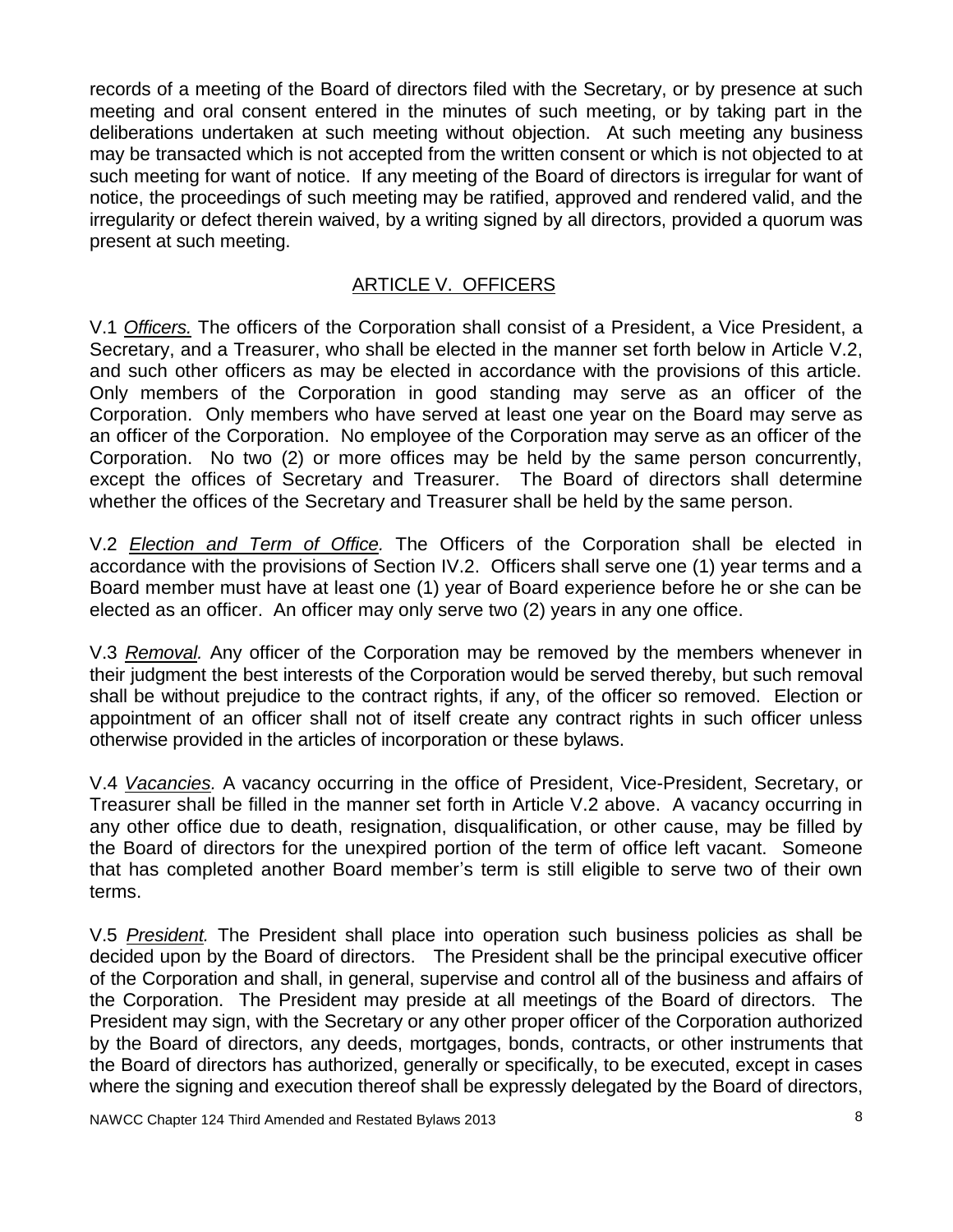records of a meeting of the Board of directors filed with the Secretary, or by presence at such meeting and oral consent entered in the minutes of such meeting, or by taking part in the deliberations undertaken at such meeting without objection. At such meeting any business may be transacted which is not accepted from the written consent or which is not objected to at such meeting for want of notice. If any meeting of the Board of directors is irregular for want of notice, the proceedings of such meeting may be ratified, approved and rendered valid, and the irregularity or defect therein waived, by a writing signed by all directors, provided a quorum was present at such meeting.

## ARTICLE V. OFFICERS

V.1 ***Officers.*** The officers of the Corporation shall consist of a President, a Vice President, a Secretary, and a Treasurer, who shall be elected in the manner set forth below in Article V.2, and such other officers as may be elected in accordance with the provisions of this article. Only members of the Corporation in good standing may serve as an officer of the Corporation. Only members who have served at least one year on the Board may serve as an officer of the Corporation. No employee of the Corporation may serve as an officer of the Corporation. No two (2) or more offices may be held by the same person concurrently, except the offices of Secretary and Treasurer. The Board of directors shall determine whether the offices of the Secretary and Treasurer shall be held by the same person.

V.2 ***Election and Term of Office.*** The Officers of the Corporation shall be elected in accordance with the provisions of Section IV.2. Officers shall serve one (1) year terms and a Board member must have at least one (1) year of Board experience before he or she can be elected as an officer. An officer may only serve two (2) years in any one office.

V.3 ***Removal.*** Any officer of the Corporation may be removed by the members whenever in their judgment the best interests of the Corporation would be served thereby, but such removal shall be without prejudice to the contract rights, if any, of the officer so removed. Election or appointment of an officer shall not of itself create any contract rights in such officer unless otherwise provided in the articles of incorporation or these bylaws.

V.4 ***Vacancies.*** A vacancy occurring in the office of President, Vice-President, Secretary, or Treasurer shall be filled in the manner set forth in Article V.2 above. A vacancy occurring in any other office due to death, resignation, disqualification, or other cause, may be filled by the Board of directors for the unexpired portion of the term of office left vacant. Someone that has completed another Board member's term is still eligible to serve two of their own terms.

V.5 ***President.*** The President shall place into operation such business policies as shall be decided upon by the Board of directors. The President shall be the principal executive officer of the Corporation and shall, in general, supervise and control all of the business and affairs of the Corporation. The President may preside at all meetings of the Board of directors. The President may sign, with the Secretary or any other proper officer of the Corporation authorized by the Board of directors, any deeds, mortgages, bonds, contracts, or other instruments that the Board of directors has authorized, generally or specifically, to be executed, except in cases where the signing and execution thereof shall be expressly delegated by the Board of directors,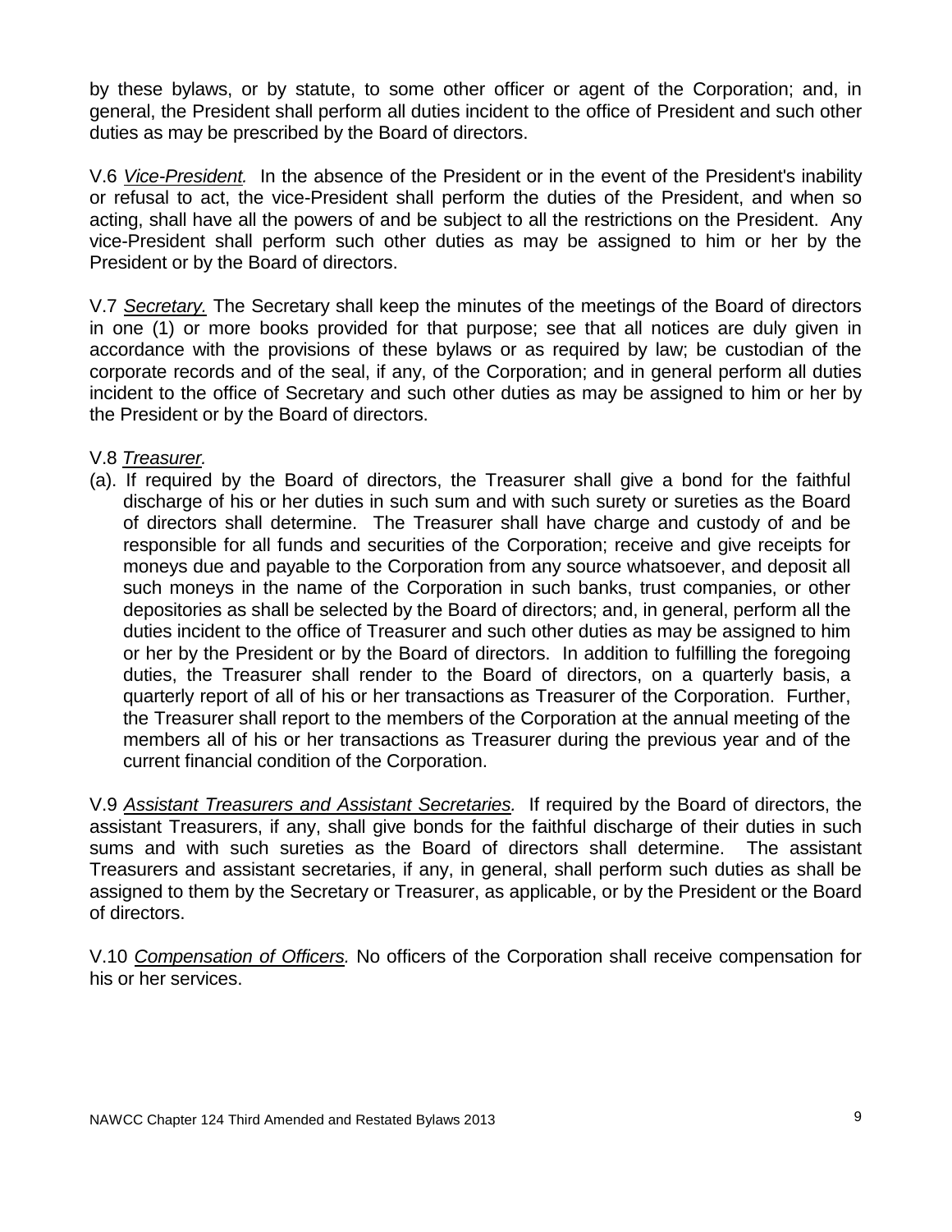by these bylaws, or by statute, to some other officer or agent of the Corporation; and, in general, the President shall perform all duties incident to the office of President and such other duties as may be prescribed by the Board of directors.

V.6 *Vice-President.* In the absence of the President or in the event of the President's inability or refusal to act, the vice-President shall perform the duties of the President, and when so acting, shall have all the powers of and be subject to all the restrictions on the President. Any vice-President shall perform such other duties as may be assigned to him or her by the President or by the Board of directors.

V.7 *Secretary.* The Secretary shall keep the minutes of the meetings of the Board of directors in one (1) or more books provided for that purpose; see that all notices are duly given in accordance with the provisions of these bylaws or as required by law; be custodian of the corporate records and of the seal, if any, of the Corporation; and in general perform all duties incident to the office of Secretary and such other duties as may be assigned to him or her by the President or by the Board of directors.

V.8 *Treasurer.*

(a). If required by the Board of directors, the Treasurer shall give a bond for the faithful discharge of his or her duties in such sum and with such surety or sureties as the Board of directors shall determine. The Treasurer shall have charge and custody of and be responsible for all funds and securities of the Corporation; receive and give receipts for moneys due and payable to the Corporation from any source whatsoever, and deposit all such moneys in the name of the Corporation in such banks, trust companies, or other depositories as shall be selected by the Board of directors; and, in general, perform all the duties incident to the office of Treasurer and such other duties as may be assigned to him or her by the President or by the Board of directors. In addition to fulfilling the foregoing duties, the Treasurer shall render to the Board of directors, on a quarterly basis, a quarterly report of all of his or her transactions as Treasurer of the Corporation. Further, the Treasurer shall report to the members of the Corporation at the annual meeting of the members all of his or her transactions as Treasurer during the previous year and of the current financial condition of the Corporation.

V.9 *Assistant Treasurers and Assistant Secretaries.* If required by the Board of directors, the assistant Treasurers, if any, shall give bonds for the faithful discharge of their duties in such sums and with such sureties as the Board of directors shall determine. The assistant Treasurers and assistant secretaries, if any, in general, shall perform such duties as shall be assigned to them by the Secretary or Treasurer, as applicable, or by the President or the Board of directors.

V.10 *Compensation of Officers.* No officers of the Corporation shall receive compensation for his or her services.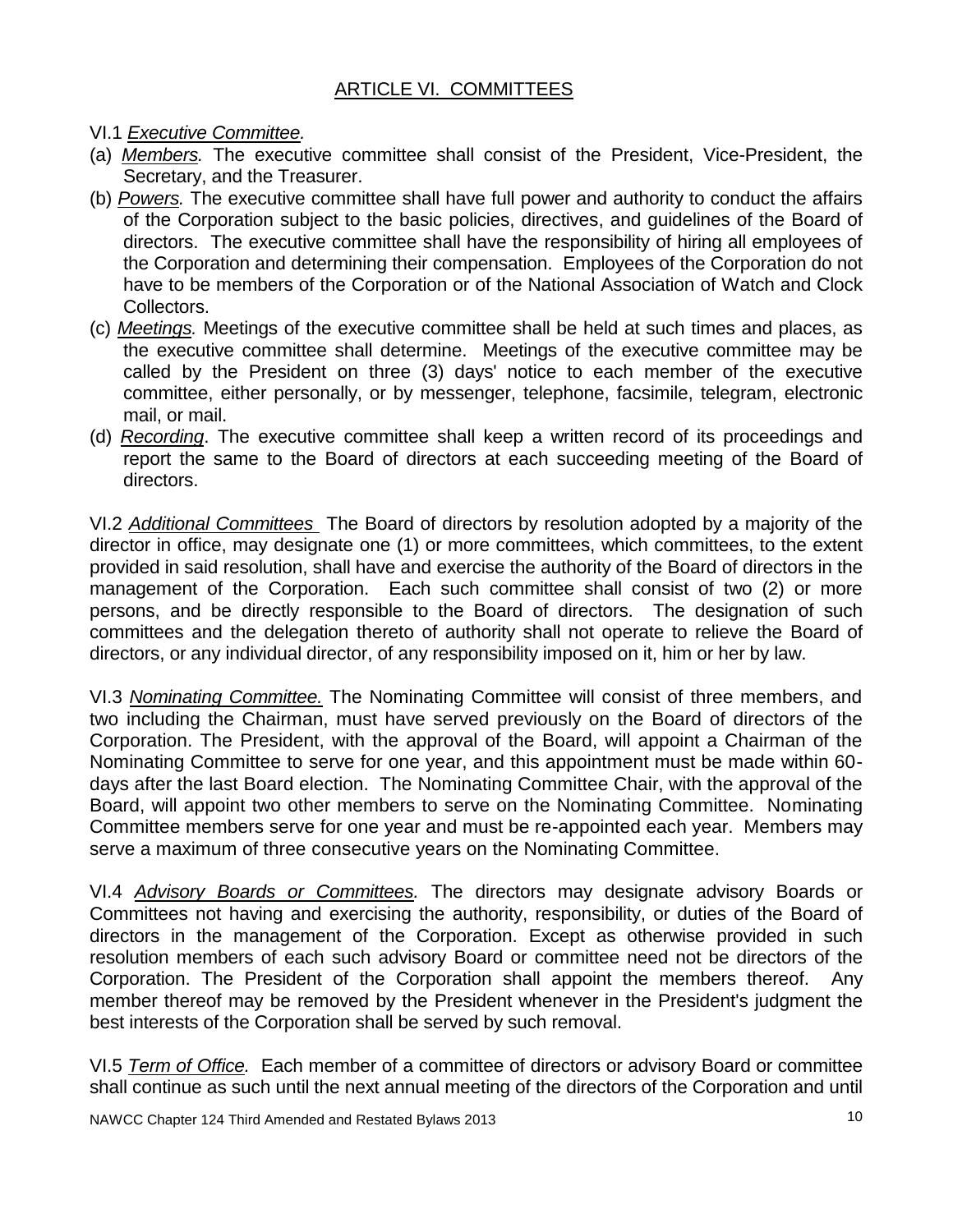## ARTICLE VI. COMMITTEES

VI.1 *Executive Committee.*

(a) *Members.* The executive committee shall consist of the President, Vice-President, the Secretary, and the Treasurer.

(b) *Powers.* The executive committee shall have full power and authority to conduct the affairs of the Corporation subject to the basic policies, directives, and guidelines of the Board of directors. The executive committee shall have the responsibility of hiring all employees of the Corporation and determining their compensation. Employees of the Corporation do not have to be members of the Corporation or of the National Association of Watch and Clock Collectors.

(c) *Meetings.* Meetings of the executive committee shall be held at such times and places, as the executive committee shall determine. Meetings of the executive committee may be called by the President on three (3) days' notice to each member of the executive committee, either personally, or by messenger, telephone, facsimile, telegram, electronic mail, or mail.

(d) *Recording*. The executive committee shall keep a written record of its proceedings and report the same to the Board of directors at each succeeding meeting of the Board of directors.

VI.2 *Additional Committees* The Board of directors by resolution adopted by a majority of the director in office, may designate one (1) or more committees, which committees, to the extent provided in said resolution, shall have and exercise the authority of the Board of directors in the management of the Corporation. Each such committee shall consist of two (2) or more persons, and be directly responsible to the Board of directors. The designation of such committees and the delegation thereto of authority shall not operate to relieve the Board of directors, or any individual director, of any responsibility imposed on it, him or her by law.

VI.3 *Nominating Committee.* The Nominating Committee will consist of three members, and two including the Chairman, must have served previously on the Board of directors of the Corporation. The President, with the approval of the Board, will appoint a Chairman of the Nominating Committee to serve for one year, and this appointment must be made within 60-days after the last Board election. The Nominating Committee Chair, with the approval of the Board, will appoint two other members to serve on the Nominating Committee. Nominating Committee members serve for one year and must be re-appointed each year. Members may serve a maximum of three consecutive years on the Nominating Committee.

VI.4 *Advisory Boards or Committees.* The directors may designate advisory Boards or Committees not having and exercising the authority, responsibility, or duties of the Board of directors in the management of the Corporation. Except as otherwise provided in such resolution members of each such advisory Board or committee need not be directors of the Corporation. The President of the Corporation shall appoint the members thereof. Any member thereof may be removed by the President whenever in the President's judgment the best interests of the Corporation shall be served by such removal.

VI.5 *Term of Office.* Each member of a committee of directors or advisory Board or committee shall continue as such until the next annual meeting of the directors of the Corporation and until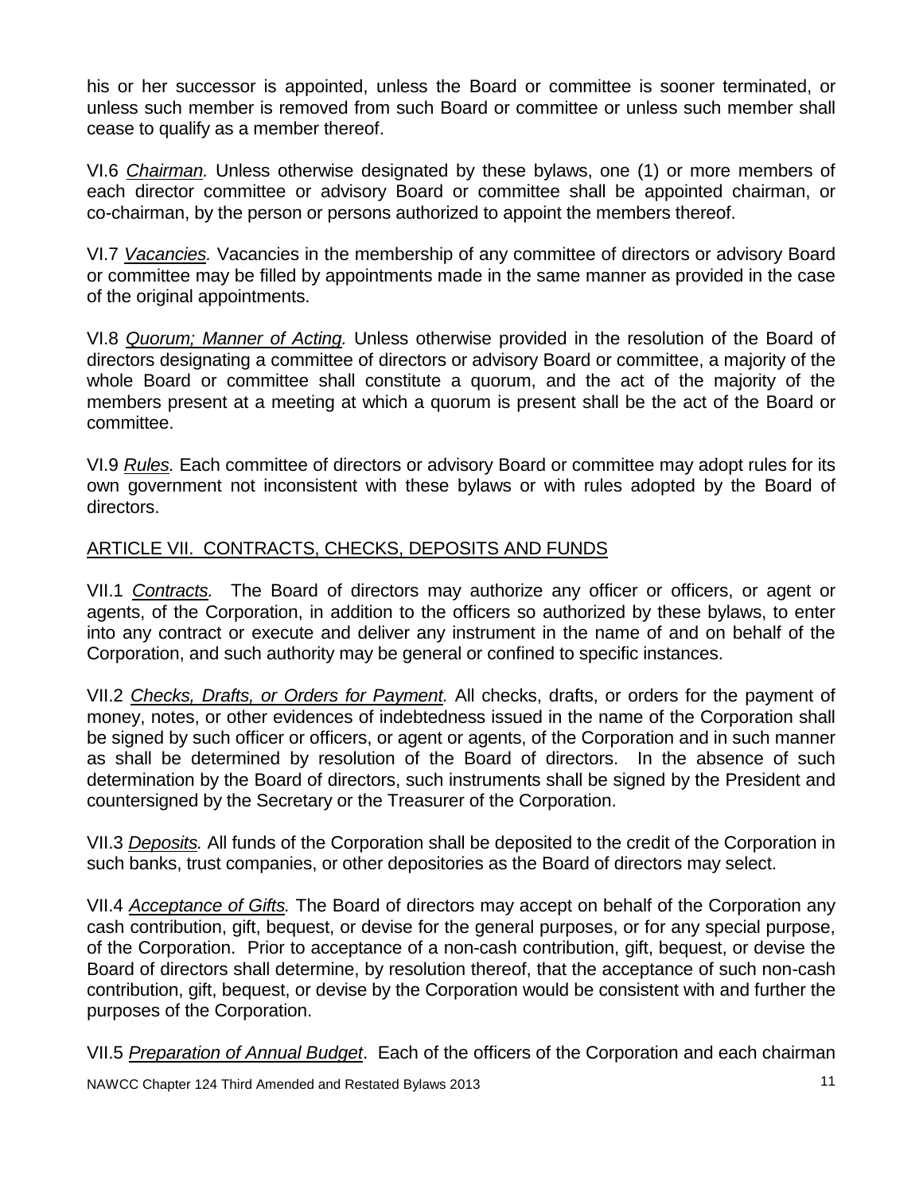his or her successor is appointed, unless the Board or committee is sooner terminated, or unless such member is removed from such Board or committee or unless such member shall cease to qualify as a member thereof.

VI.6 *Chairman.* Unless otherwise designated by these bylaws, one (1) or more members of each director committee or advisory Board or committee shall be appointed chairman, or co-chairman, by the person or persons authorized to appoint the members thereof.

VI.7 *Vacancies.* Vacancies in the membership of any committee of directors or advisory Board or committee may be filled by appointments made in the same manner as provided in the case of the original appointments.

VI.8 *Quorum; Manner of Acting.* Unless otherwise provided in the resolution of the Board of directors designating a committee of directors or advisory Board or committee, a majority of the whole Board or committee shall constitute a quorum, and the act of the majority of the members present at a meeting at which a quorum is present shall be the act of the Board or committee.

VI.9 *Rules.* Each committee of directors or advisory Board or committee may adopt rules for its own government not inconsistent with these bylaws or with rules adopted by the Board of directors.

## ARTICLE VII. CONTRACTS, CHECKS, DEPOSITS AND FUNDS

VII.1 *Contracts.* The Board of directors may authorize any officer or officers, or agent or agents, of the Corporation, in addition to the officers so authorized by these bylaws, to enter into any contract or execute and deliver any instrument in the name of and on behalf of the Corporation, and such authority may be general or confined to specific instances.

VII.2 *Checks, Drafts, or Orders for Payment.* All checks, drafts, or orders for the payment of money, notes, or other evidences of indebtedness issued in the name of the Corporation shall be signed by such officer or officers, or agent or agents, of the Corporation and in such manner as shall be determined by resolution of the Board of directors. In the absence of such determination by the Board of directors, such instruments shall be signed by the President and countersigned by the Secretary or the Treasurer of the Corporation.

VII.3 *Deposits.* All funds of the Corporation shall be deposited to the credit of the Corporation in such banks, trust companies, or other depositories as the Board of directors may select.

VII.4 *Acceptance of Gifts.* The Board of directors may accept on behalf of the Corporation any cash contribution, gift, bequest, or devise for the general purposes, or for any special purpose, of the Corporation. Prior to acceptance of a non-cash contribution, gift, bequest, or devise the Board of directors shall determine, by resolution thereof, that the acceptance of such non-cash contribution, gift, bequest, or devise by the Corporation would be consistent with and further the purposes of the Corporation.

VII.5 *Preparation of Annual Budget*. Each of the officers of the Corporation and each chairman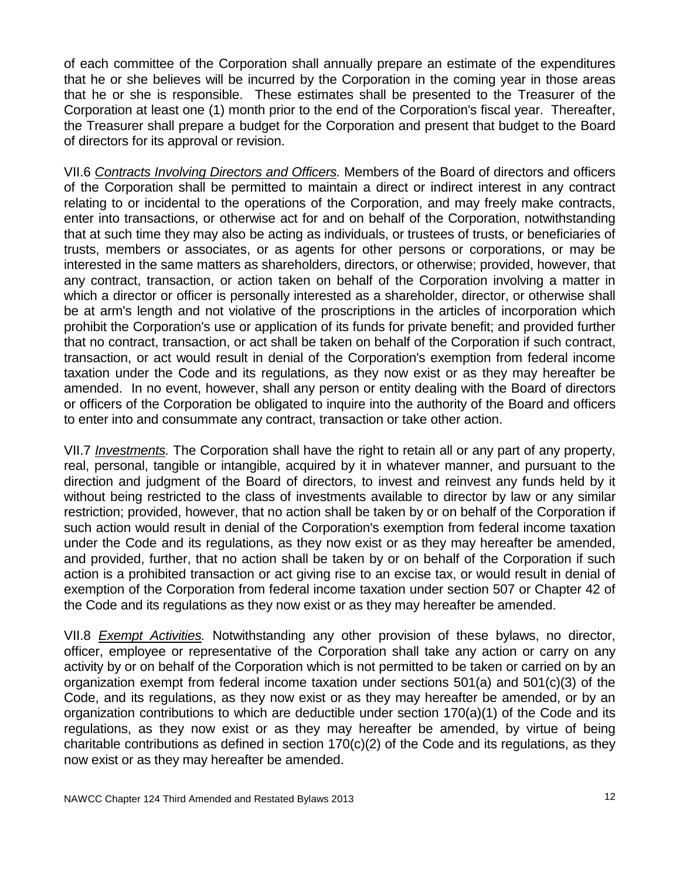of each committee of the Corporation shall annually prepare an estimate of the expenditures that he or she believes will be incurred by the Corporation in the coming year in those areas that he or she is responsible. These estimates shall be presented to the Treasurer of the Corporation at least one (1) month prior to the end of the Corporation's fiscal year. Thereafter, the Treasurer shall prepare a budget for the Corporation and present that budget to the Board of directors for its approval or revision.

VII.6 *Contracts Involving Directors and Officers.* Members of the Board of directors and officers of the Corporation shall be permitted to maintain a direct or indirect interest in any contract relating to or incidental to the operations of the Corporation, and may freely make contracts, enter into transactions, or otherwise act for and on behalf of the Corporation, notwithstanding that at such time they may also be acting as individuals, or trustees of trusts, or beneficiaries of trusts, members or associates, or as agents for other persons or corporations, or may be interested in the same matters as shareholders, directors, or otherwise; provided, however, that any contract, transaction, or action taken on behalf of the Corporation involving a matter in which a director or officer is personally interested as a shareholder, director, or otherwise shall be at arm's length and not violative of the proscriptions in the articles of incorporation which prohibit the Corporation's use or application of its funds for private benefit; and provided further that no contract, transaction, or act shall be taken on behalf of the Corporation if such contract, transaction, or act would result in denial of the Corporation's exemption from federal income taxation under the Code and its regulations, as they now exist or as they may hereafter be amended. In no event, however, shall any person or entity dealing with the Board of directors or officers of the Corporation be obligated to inquire into the authority of the Board and officers to enter into and consummate any contract, transaction or take other action.

VII.7 *Investments.* The Corporation shall have the right to retain all or any part of any property, real, personal, tangible or intangible, acquired by it in whatever manner, and pursuant to the direction and judgment of the Board of directors, to invest and reinvest any funds held by it without being restricted to the class of investments available to director by law or any similar restriction; provided, however, that no action shall be taken by or on behalf of the Corporation if such action would result in denial of the Corporation's exemption from federal income taxation under the Code and its regulations, as they now exist or as they may hereafter be amended, and provided, further, that no action shall be taken by or on behalf of the Corporation if such action is a prohibited transaction or act giving rise to an excise tax, or would result in denial of exemption of the Corporation from federal income taxation under section 507 or Chapter 42 of the Code and its regulations as they now exist or as they may hereafter be amended.

VII.8 *Exempt Activities.* Notwithstanding any other provision of these bylaws, no director, officer, employee or representative of the Corporation shall take any action or carry on any activity by or on behalf of the Corporation which is not permitted to be taken or carried on by an organization exempt from federal income taxation under sections 501(a) and 501(c)(3) of the Code, and its regulations, as they now exist or as they may hereafter be amended, or by an organization contributions to which are deductible under section 170(a)(1) of the Code and its regulations, as they now exist or as they may hereafter be amended, by virtue of being charitable contributions as defined in section 170(c)(2) of the Code and its regulations, as they now exist or as they may hereafter be amended.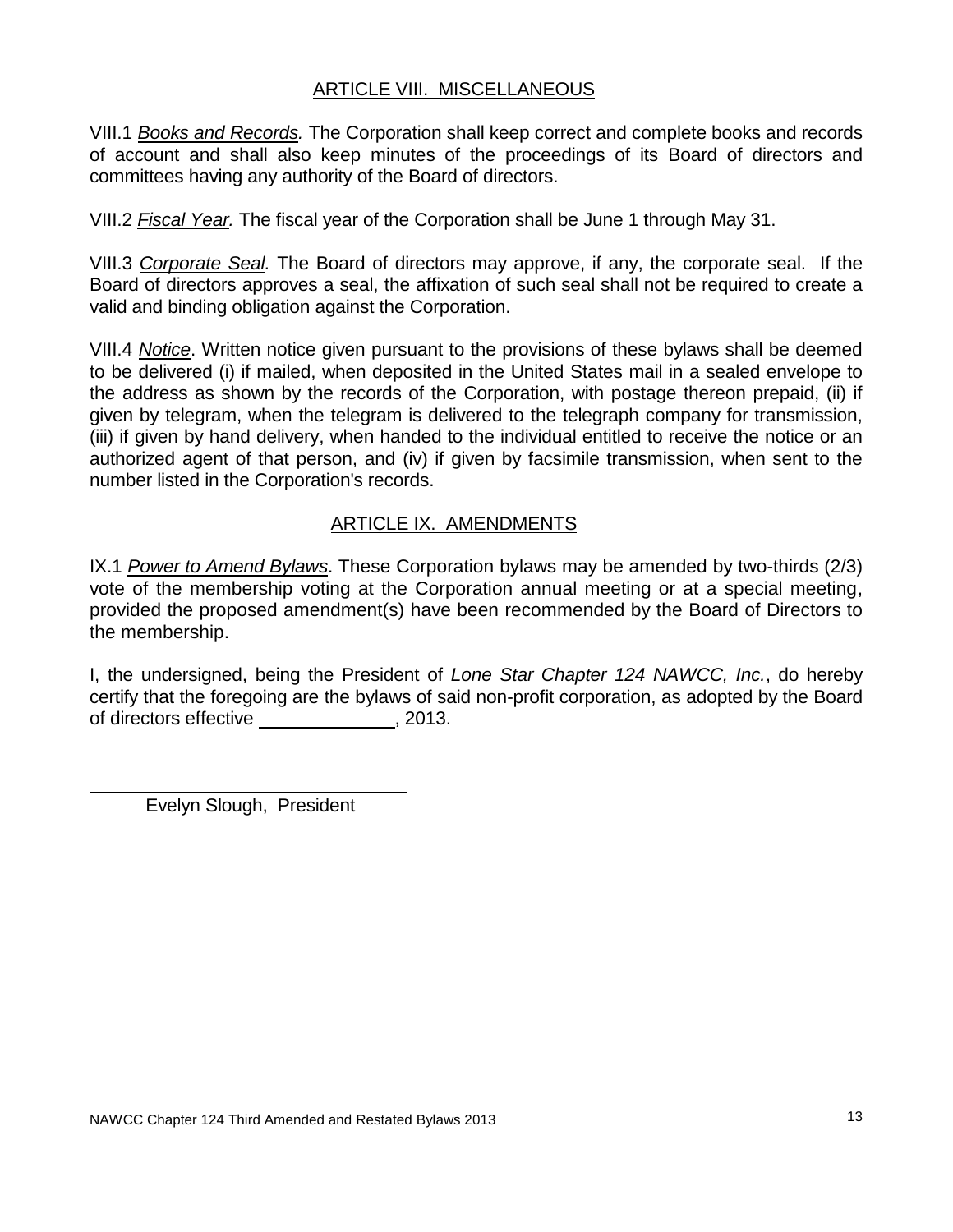## ARTICLE VIII. MISCELLANEOUS

VIII.1 *Books and Records.* The Corporation shall keep correct and complete books and records of account and shall also keep minutes of the proceedings of its Board of directors and committees having any authority of the Board of directors.

VIII.2 *Fiscal Year.* The fiscal year of the Corporation shall be June 1 through May 31.

VIII.3 *Corporate Seal.* The Board of directors may approve, if any, the corporate seal. If the Board of directors approves a seal, the affixation of such seal shall not be required to create a valid and binding obligation against the Corporation.

VIII.4 *Notice*. Written notice given pursuant to the provisions of these bylaws shall be deemed to be delivered (i) if mailed, when deposited in the United States mail in a sealed envelope to the address as shown by the records of the Corporation, with postage thereon prepaid, (ii) if given by telegram, when the telegram is delivered to the telegraph company for transmission, (iii) if given by hand delivery, when handed to the individual entitled to receive the notice or an authorized agent of that person, and (iv) if given by facsimile transmission, when sent to the number listed in the Corporation's records.

## ARTICLE IX. AMENDMENTS

IX.1 *Power to Amend Bylaws*. These Corporation bylaws may be amended by two-thirds (2/3) vote of the membership voting at the Corporation annual meeting or at a special meeting, provided the proposed amendment(s) have been recommended by the Board of Directors to the membership.

I, the undersigned, being the President of *Lone Star Chapter 124 NAWCC, Inc.*, do hereby certify that the foregoing are the bylaws of said non-profit corporation, as adopted by the Board of directors effective \_\_\_\_\_\_\_\_\_\_\_\_\_\_, 2013.

\_\_\_\_\_\_\_\_\_\_\_\_\_\_\_\_\_\_\_\_\_\_\_\_\_\_\_\_\_\_

Evelyn Slough, President